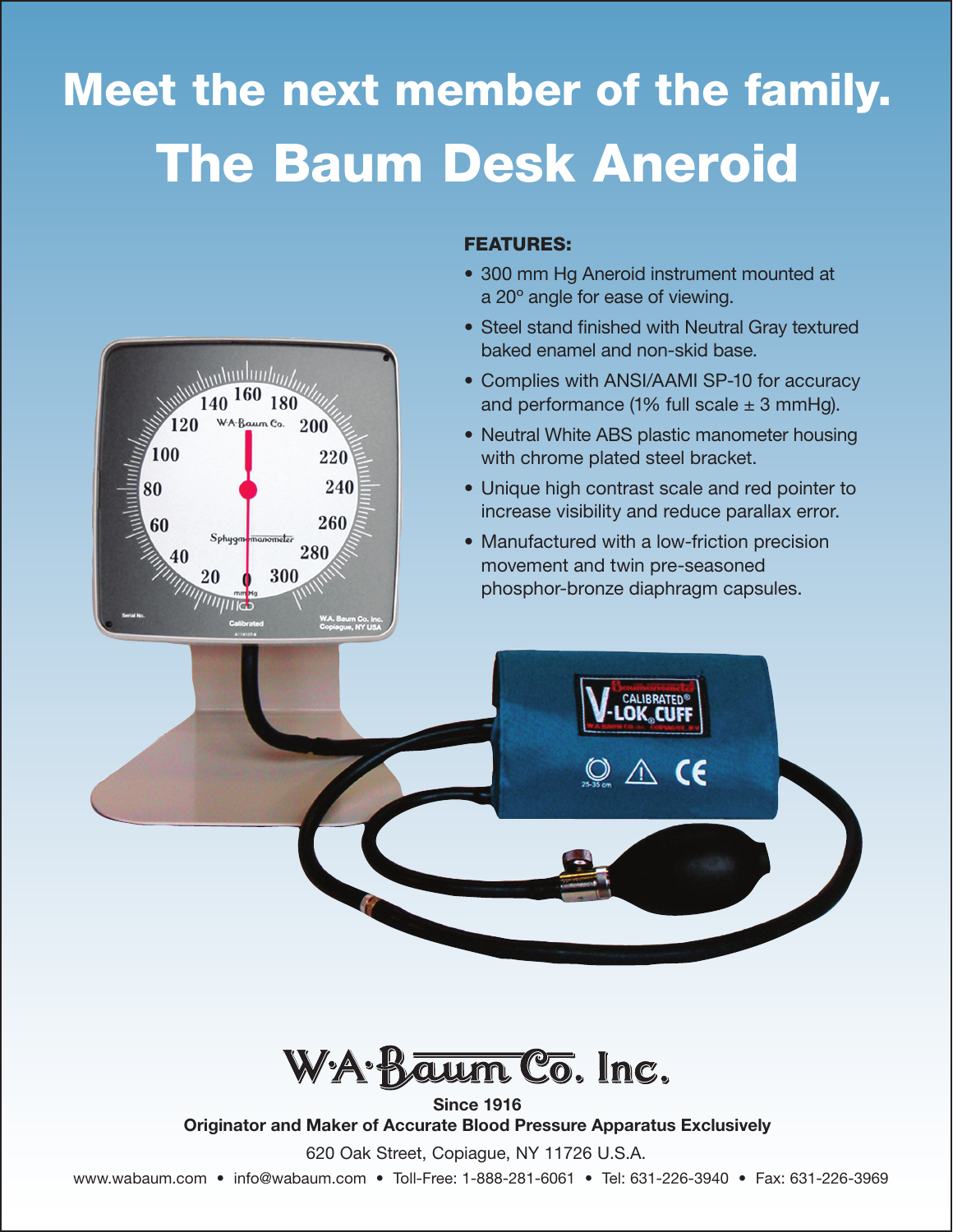# Meet the next member of the family.

# The Baum Desk Aneroid

**FEATURES:**

- 300 mm Hg Aneroid instrument mounted at a 20° angle for ease of viewing.
- Steel stand finished with Neutral Gray textured baked enamel and non-skid base.
- Complies with ANSI/AAMI SP-10 for accuracy and performance (1% full scale ± 3 mmHg).
- Neutral White ABS plastic manometer housing with chrome plated steel bracket.
- Unique high contrast scale and red pointer to increase visibility and reduce parallax error.
- Manufactured with a low-friction precision movement and twin pre-seasoned phosphor-bronze diaphragm capsules.

W.A. Baum Co. Inc.

**Since 1916**

**Originator and Maker of Accurate Blood Pressure Apparatus Exclusively**

620 Oak Street, Copiague, NY 11726 U.S.A.

www.wabaum.com • info@wabaum.com • Toll-Free: 1-888-281-6061 • Tel: 631-226-3940 • Fax: 631-226-3969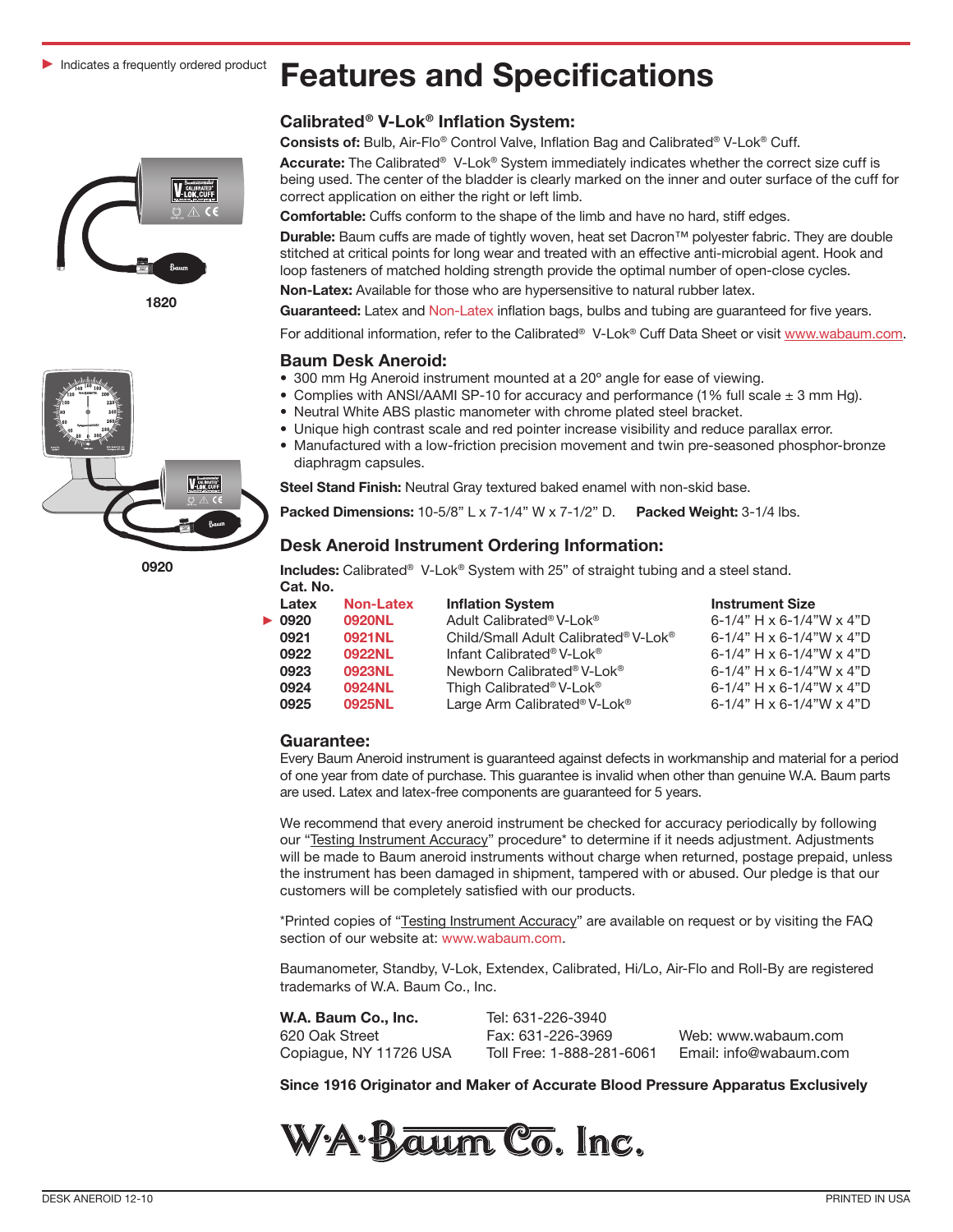▶ Indicates a frequently ordered product

1820

0920

# Features and Specifications

## Calibrated® V-Lok® Inflation System:

**Consists of:** Bulb, Air-Flo® Control Valve, Inflation Bag and Calibrated® V-Lok® Cuff.

**Accurate:** The Calibrated® V-Lok® System immediately indicates whether the correct size cuff is being used. The center of the bladder is clearly marked on the inner and outer surface of the cuff for correct application on either the right or left limb.

**Comfortable:** Cuffs conform to the shape of the limb and have no hard, stiff edges.

**Durable:** Baum cuffs are made of tightly woven, heat set Dacron™ polyester fabric. They are double stitched at critical points for long wear and treated with an effective anti-microbial agent. Hook and loop fasteners of matched holding strength provide the optimal number of open-close cycles.

**Non-Latex:** Available for those who are hypersensitive to natural rubber latex.

**Guaranteed:** Latex and Non-Latex inflation bags, bulbs and tubing are guaranteed for five years.

For additional information, refer to the Calibrated® V-Lok® Cuff Data Sheet or visit www.wabaum.com.

## Baum Desk Aneroid:

- 300 mm Hg Aneroid instrument mounted at a 20º angle for ease of viewing.
- Complies with ANSI/AAMI SP-10 for accuracy and performance (1% full scale ± 3 mm Hg).
- Neutral White ABS plastic manometer with chrome plated steel bracket.
- Unique high contrast scale and red pointer increase visibility and reduce parallax error.
- Manufactured with a low-friction precision movement and twin pre-seasoned phosphor-bronze diaphragm capsules.

**Steel Stand Finish:** Neutral Gray textured baked enamel with non-skid base.

**Packed Dimensions:** 10-5/8" L x 7-1/4" W x 7-1/2" D. **Packed Weight:** 3-1/4 lbs.

## Desk Aneroid Instrument Ordering Information:

**Includes:** Calibrated® V-Lok® System with 25" of straight tubing and a steel stand.

**Cat. No.**

| Latex | Non-Latex | Inflation System | Instrument Size |
|---|---|---|---|
| ▶ **0920** | **0920NL** | Adult Calibrated® V-Lok® | 6-1/4" H x 6-1/4"W x 4"D |
| **0921** | **0921NL** | Child/Small Adult Calibrated® V-Lok® | 6-1/4" H x 6-1/4"W x 4"D |
| **0922** | **0922NL** | Infant Calibrated® V-Lok® | 6-1/4" H x 6-1/4"W x 4"D |
| **0923** | **0923NL** | Newborn Calibrated® V-Lok® | 6-1/4" H x 6-1/4"W x 4"D |
| **0924** | **0924NL** | Thigh Calibrated® V-Lok® | 6-1/4" H x 6-1/4"W x 4"D |
| **0925** | **0925NL** | Large Arm Calibrated® V-Lok® | 6-1/4" H x 6-1/4"W x 4"D |

## Guarantee:

Every Baum Aneroid instrument is guaranteed against defects in workmanship and material for a period of one year from date of purchase. This guarantee is invalid when other than genuine W.A. Baum parts are used. Latex and latex-free components are guaranteed for 5 years.

We recommend that every aneroid instrument be checked for accuracy periodically by following our "Testing Instrument Accuracy" procedure* to determine if it needs adjustment. Adjustments will be made to Baum aneroid instruments without charge when returned, postage prepaid, unless the instrument has been damaged in shipment, tampered with or abused. Our pledge is that our customers will be completely satisfied with our products.

*Printed copies of "Testing Instrument Accuracy" are available on request or by visiting the FAQ section of our website at: www.wabaum.com.

Baumanometer, Standby, V-Lok, Extendex, Calibrated, Hi/Lo, Air-Flo and Roll-By are registered trademarks of W.A. Baum Co., Inc.

**W.A. Baum Co., Inc.**
620 Oak Street
Copiague, NY 11726 USA

Tel: 631-226-3940
Fax: 631-226-3969
Toll Free: 1-888-281-6061

Web: www.wabaum.com
Email: info@wabaum.com

**Since 1916 Originator and Maker of Accurate Blood Pressure Apparatus Exclusively**

W·A·Baum Co. Inc.

DESK ANEROID 12-10

PRINTED IN USA